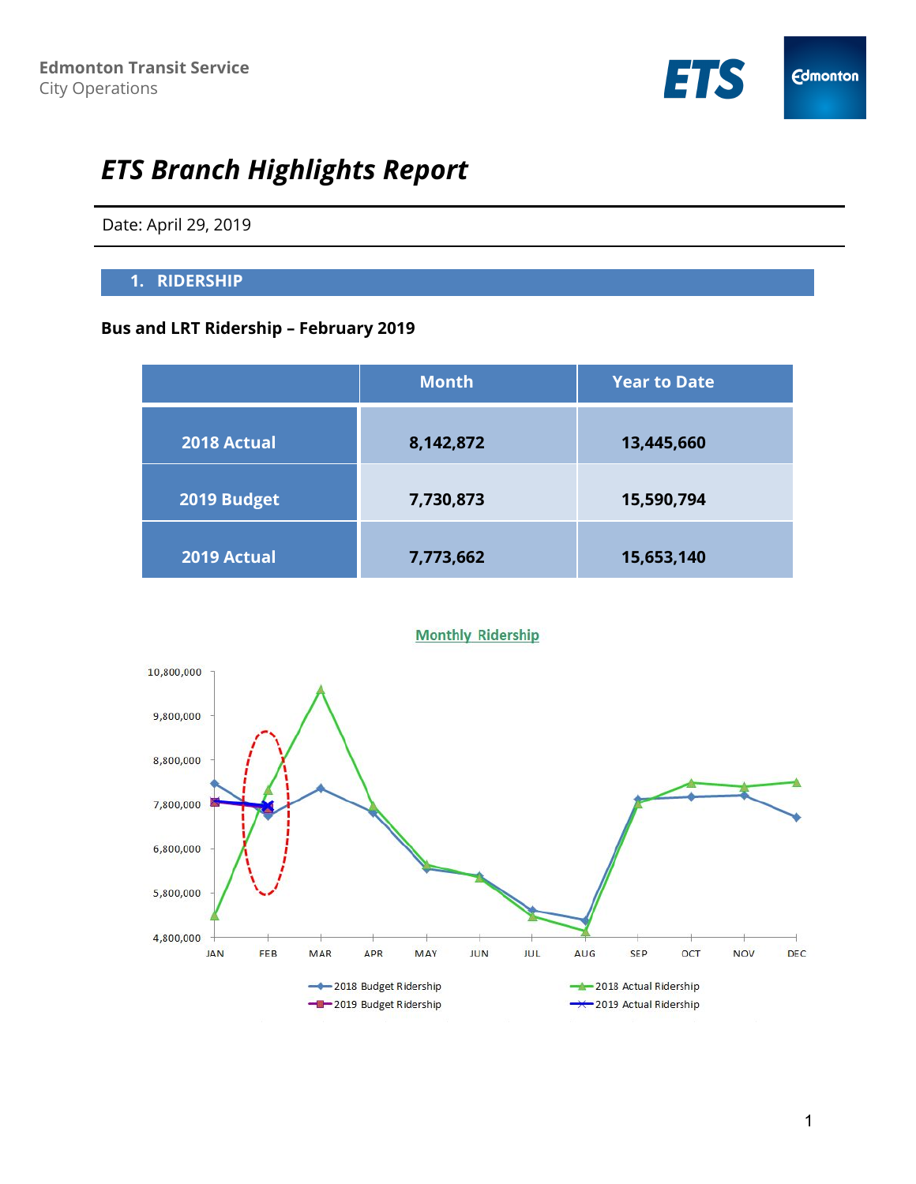Edmonton Transit Service
City Operations

# ETS Branch Highlights Report

Date: April 29, 2019

## 1. RIDERSHIP

### Bus and LRT Ridership – February 2019

| | Month | Year to Date |
|---|---|---|
| 2018 Actual | 8,142,872 | 13,445,660 |
| 2019 Budget | 7,730,873 | 15,590,794 |
| 2019 Actual | 7,773,662 | 15,653,140 |

Monthly Ridership

- 2018 Budget Ridership
- 2018 Actual Ridership
- 2019 Budget Ridership
- 2019 Actual Ridership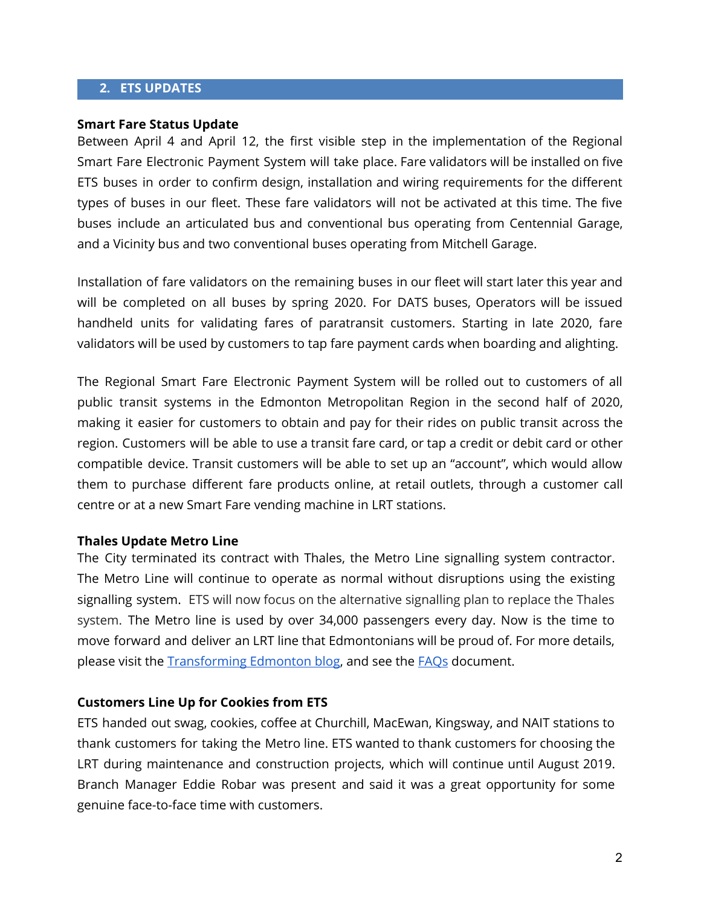## 2. ETS UPDATES

**Smart Fare Status Update**

Between April 4 and April 12, the first visible step in the implementation of the Regional Smart Fare Electronic Payment System will take place. Fare validators will be installed on five ETS buses in order to confirm design, installation and wiring requirements for the different types of buses in our fleet. These fare validators will not be activated at this time. The five buses include an articulated bus and conventional bus operating from Centennial Garage, and a Vicinity bus and two conventional buses operating from Mitchell Garage.

Installation of fare validators on the remaining buses in our fleet will start later this year and will be completed on all buses by spring 2020. For DATS buses, Operators will be issued handheld units for validating fares of paratransit customers. Starting in late 2020, fare validators will be used by customers to tap fare payment cards when boarding and alighting.

The Regional Smart Fare Electronic Payment System will be rolled out to customers of all public transit systems in the Edmonton Metropolitan Region in the second half of 2020, making it easier for customers to obtain and pay for their rides on public transit across the region. Customers will be able to use a transit fare card, or tap a credit or debit card or other compatible device. Transit customers will be able to set up an "account", which would allow them to purchase different fare products online, at retail outlets, through a customer call centre or at a new Smart Fare vending machine in LRT stations.

**Thales Update Metro Line**

The City terminated its contract with Thales, the Metro Line signalling system contractor. The Metro Line will continue to operate as normal without disruptions using the existing signalling system. ETS will now focus on the alternative signalling plan to replace the Thales system. The Metro line is used by over 34,000 passengers every day. Now is the time to move forward and deliver an LRT line that Edmontonians will be proud of. For more details, please visit the Transforming Edmonton blog, and see the FAQs document.

**Customers Line Up for Cookies from ETS**

ETS handed out swag, cookies, coffee at Churchill, MacEwan, Kingsway, and NAIT stations to thank customers for taking the Metro line. ETS wanted to thank customers for choosing the LRT during maintenance and construction projects, which will continue until August 2019. Branch Manager Eddie Robar was present and said it was a great opportunity for some genuine face-to-face time with customers.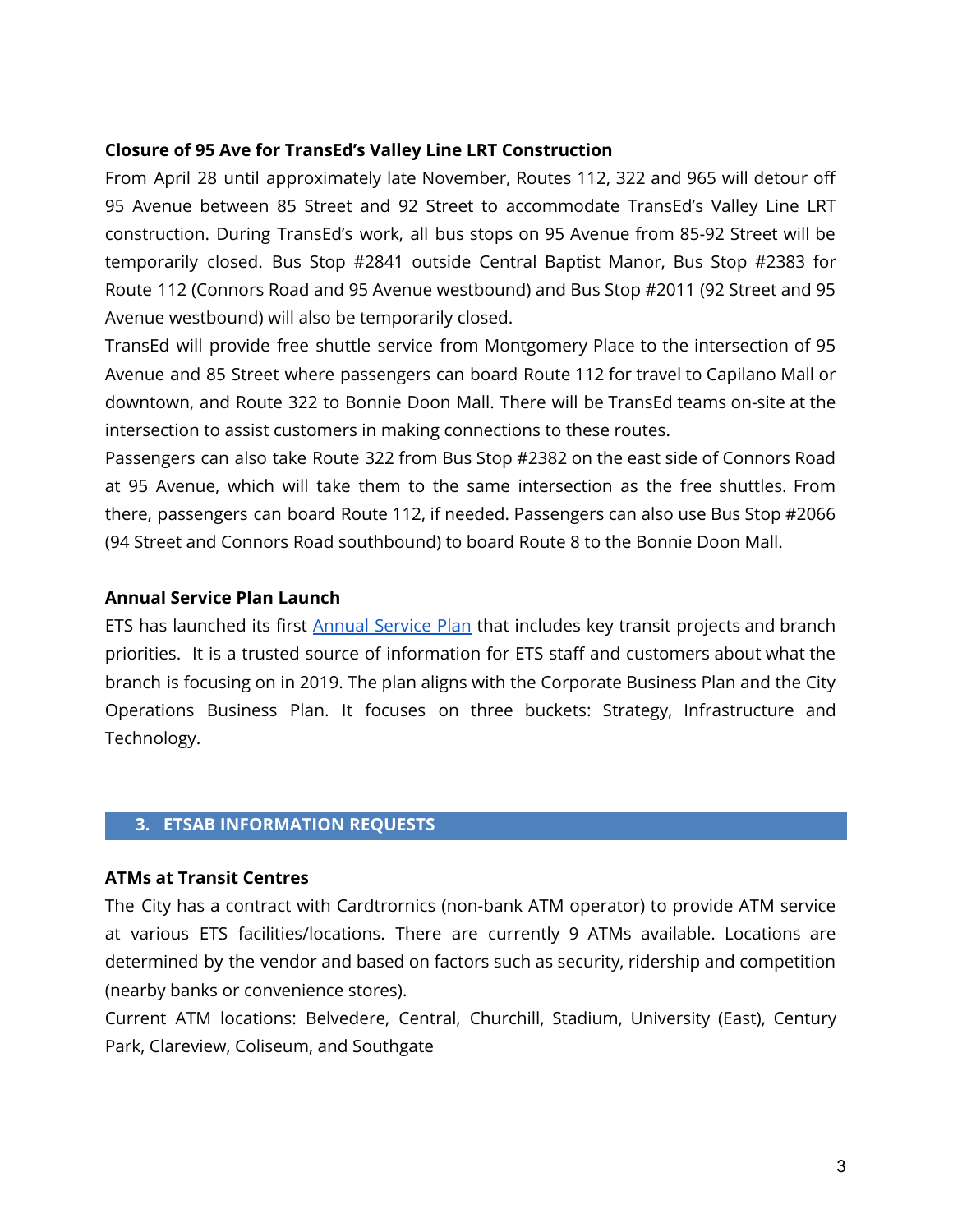**Closure of 95 Ave for TransEd's Valley Line LRT Construction**

From April 28 until approximately late November, Routes 112, 322 and 965 will detour off 95 Avenue between 85 Street and 92 Street to accommodate TransEd's Valley Line LRT construction. During TransEd's work, all bus stops on 95 Avenue from 85-92 Street will be temporarily closed. Bus Stop #2841 outside Central Baptist Manor, Bus Stop #2383 for Route 112 (Connors Road and 95 Avenue westbound) and Bus Stop #2011 (92 Street and 95 Avenue westbound) will also be temporarily closed.

TransEd will provide free shuttle service from Montgomery Place to the intersection of 95 Avenue and 85 Street where passengers can board Route 112 for travel to Capilano Mall or downtown, and Route 322 to Bonnie Doon Mall. There will be TransEd teams on-site at the intersection to assist customers in making connections to these routes.

Passengers can also take Route 322 from Bus Stop #2382 on the east side of Connors Road at 95 Avenue, which will take them to the same intersection as the free shuttles. From there, passengers can board Route 112, if needed. Passengers can also use Bus Stop #2066 (94 Street and Connors Road southbound) to board Route 8 to the Bonnie Doon Mall.

**Annual Service Plan Launch**

ETS has launched its first Annual Service Plan that includes key transit projects and branch priorities. It is a trusted source of information for ETS staff and customers about what the branch is focusing on in 2019. The plan aligns with the Corporate Business Plan and the City Operations Business Plan. It focuses on three buckets: Strategy, Infrastructure and Technology.

## 3. ETSAB INFORMATION REQUESTS

**ATMs at Transit Centres**

The City has a contract with Cardtrornics (non-bank ATM operator) to provide ATM service at various ETS facilities/locations. There are currently 9 ATMs available. Locations are determined by the vendor and based on factors such as security, ridership and competition (nearby banks or convenience stores).

Current ATM locations: Belvedere, Central, Churchill, Stadium, University (East), Century Park, Clareview, Coliseum, and Southgate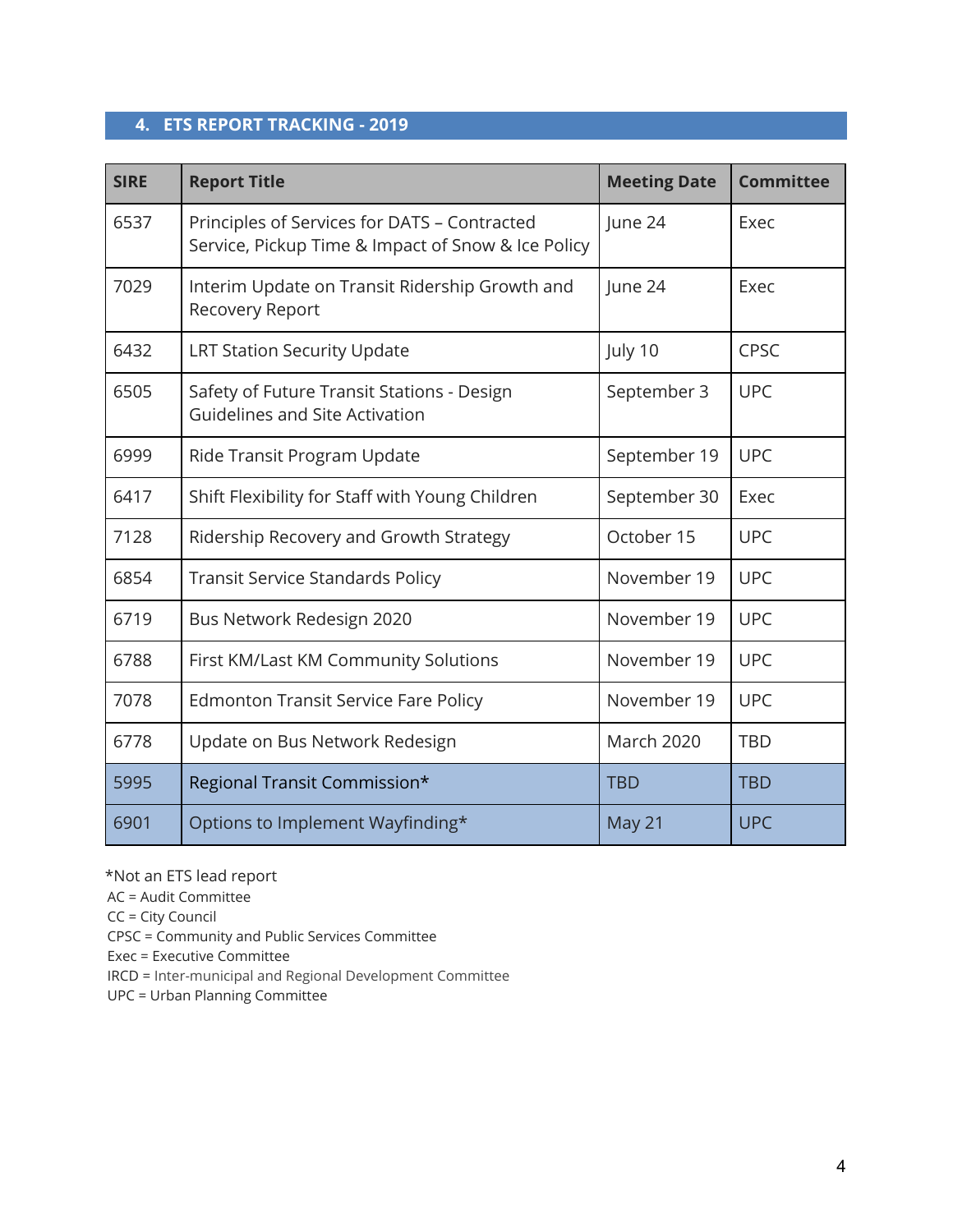## 4. ETS REPORT TRACKING - 2019

| SIRE | Report Title | Meeting Date | Committee |
|---|---|---|---|
| 6537 | Principles of Services for DATS – Contracted Service, Pickup Time & Impact of Snow & Ice Policy | June 24 | Exec |
| 7029 | Interim Update on Transit Ridership Growth and Recovery Report | June 24 | Exec |
| 6432 | LRT Station Security Update | July 10 | CPSC |
| 6505 | Safety of Future Transit Stations - Design Guidelines and Site Activation | September 3 | UPC |
| 6999 | Ride Transit Program Update | September 19 | UPC |
| 6417 | Shift Flexibility for Staff with Young Children | September 30 | Exec |
| 7128 | Ridership Recovery and Growth Strategy | October 15 | UPC |
| 6854 | Transit Service Standards Policy | November 19 | UPC |
| 6719 | Bus Network Redesign 2020 | November 19 | UPC |
| 6788 | First KM/Last KM Community Solutions | November 19 | UPC |
| 7078 | Edmonton Transit Service Fare Policy | November 19 | UPC |
| 6778 | Update on Bus Network Redesign | March 2020 | TBD |
| 5995 | Regional Transit Commission* | TBD | TBD |
| 6901 | Options to Implement Wayfinding* | May 21 | UPC |

*Not an ETS lead report
AC = Audit Committee
CC = City Council
CPSC = Community and Public Services Committee
Exec = Executive Committee
IRCD = Inter-municipal and Regional Development Committee
UPC = Urban Planning Committee